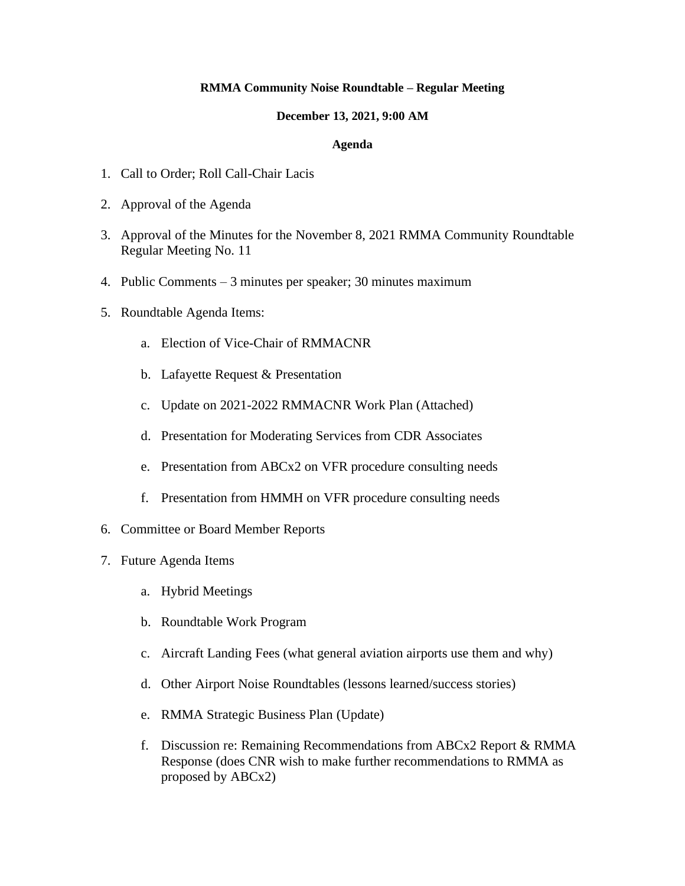**RMMA Community Noise Roundtable – Regular Meeting**

**December 13, 2021, 9:00 AM**

**Agenda**

1. Call to Order; Roll Call-Chair Lacis
2. Approval of the Agenda
3. Approval of the Minutes for the November 8, 2021 RMMA Community Roundtable Regular Meeting No. 11
4. Public Comments – 3 minutes per speaker; 30 minutes maximum
5. Roundtable Agenda Items:
   a. Election of Vice-Chair of RMMACNR
   b. Lafayette Request & Presentation
   c. Update on 2021-2022 RMMACNR Work Plan (Attached)
   d. Presentation for Moderating Services from CDR Associates
   e. Presentation from ABCx2 on VFR procedure consulting needs
   f. Presentation from HMMH on VFR procedure consulting needs
6. Committee or Board Member Reports
7. Future Agenda Items
   a. Hybrid Meetings
   b. Roundtable Work Program
   c. Aircraft Landing Fees (what general aviation airports use them and why)
   d. Other Airport Noise Roundtables (lessons learned/success stories)
   e. RMMA Strategic Business Plan (Update)
   f. Discussion re: Remaining Recommendations from ABCx2 Report & RMMA Response (does CNR wish to make further recommendations to RMMA as proposed by ABCx2)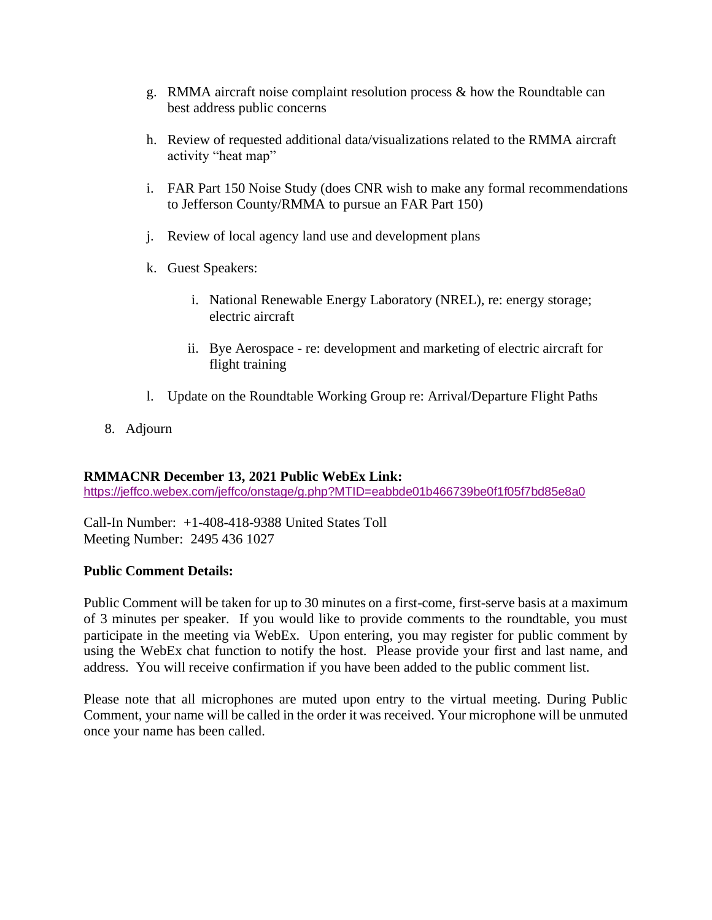g. RMMA aircraft noise complaint resolution process & how the Roundtable can best address public concerns

h. Review of requested additional data/visualizations related to the RMMA aircraft activity "heat map"

i. FAR Part 150 Noise Study (does CNR wish to make any formal recommendations to Jefferson County/RMMA to pursue an FAR Part 150)

j. Review of local agency land use and development plans

k. Guest Speakers:

   i. National Renewable Energy Laboratory (NREL), re: energy storage; electric aircraft

   ii. Bye Aerospace - re: development and marketing of electric aircraft for flight training

l. Update on the Roundtable Working Group re: Arrival/Departure Flight Paths

8. Adjourn

**RMMACNR December 13, 2021 Public WebEx Link:**
https://jeffco.webex.com/jeffco/onstage/g.php?MTID=eabbde01b466739be0f1f05f7bd85e8a0

Call-In Number: +1-408-418-9388 United States Toll
Meeting Number: 2495 436 1027

**Public Comment Details:**

Public Comment will be taken for up to 30 minutes on a first-come, first-serve basis at a maximum of 3 minutes per speaker. If you would like to provide comments to the roundtable, you must participate in the meeting via WebEx. Upon entering, you may register for public comment by using the WebEx chat function to notify the host. Please provide your first and last name, and address. You will receive confirmation if you have been added to the public comment list.

Please note that all microphones are muted upon entry to the virtual meeting. During Public Comment, your name will be called in the order it was received. Your microphone will be unmuted once your name has been called.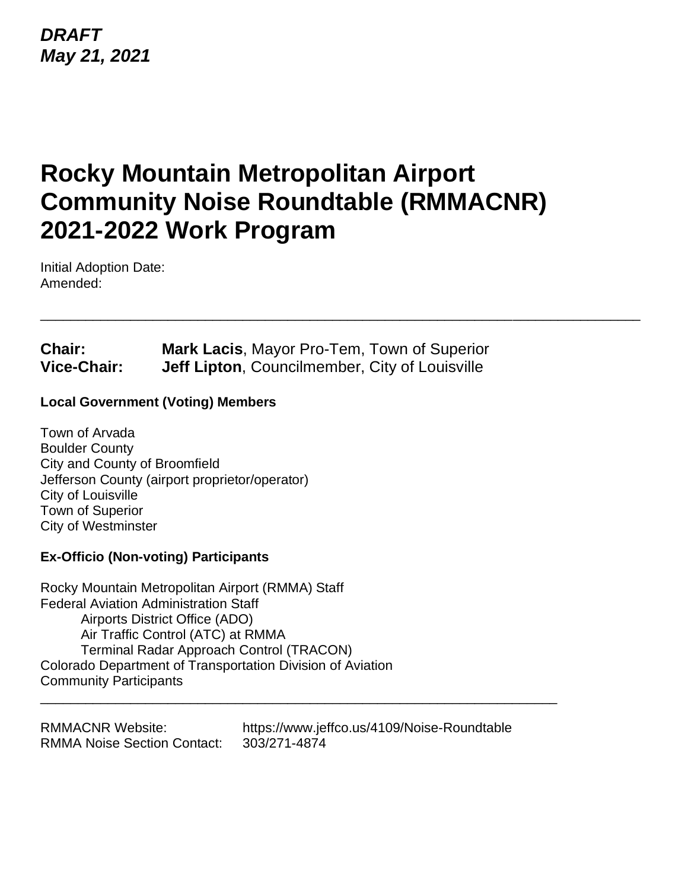***DRAFT***
***May 21, 2021***

# Rocky Mountain Metropolitan Airport Community Noise Roundtable (RMMACNR) 2021-2022 Work Program

Initial Adoption Date:
Amended:

---

**Chair:** **Mark Lacis**, Mayor Pro-Tem, Town of Superior
**Vice-Chair:** **Jeff Lipton**, Councilmember, City of Louisville

**Local Government (Voting) Members**

Town of Arvada
Boulder County
City and County of Broomfield
Jefferson County (airport proprietor/operator)
City of Louisville
Town of Superior
City of Westminster

**Ex-Officio (Non-voting) Participants**

Rocky Mountain Metropolitan Airport (RMMA) Staff
Federal Aviation Administration Staff
- Airports District Office (ADO)
- Air Traffic Control (ATC) at RMMA
- Terminal Radar Approach Control (TRACON)

Colorado Department of Transportation Division of Aviation
Community Participants

---

RMMACNR Website: https://www.jeffco.us/4109/Noise-Roundtable
RMMA Noise Section Contact: 303/271-4874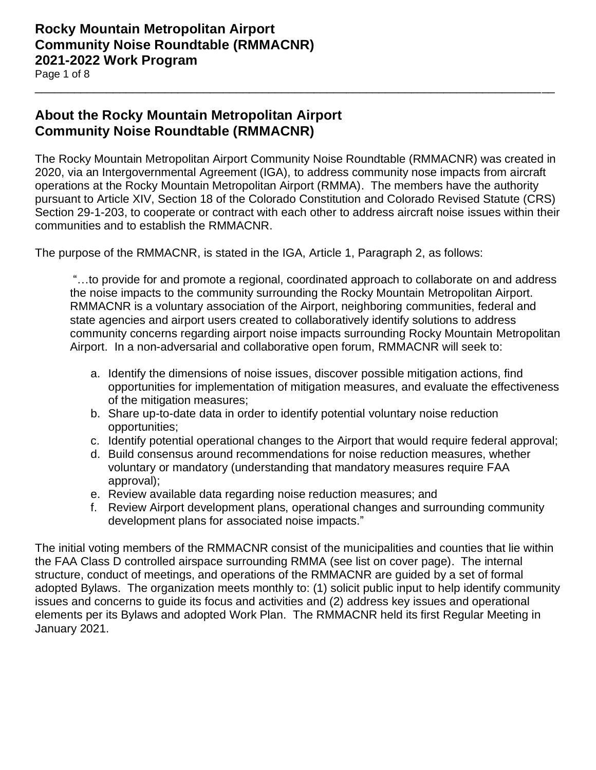## About the Rocky Mountain Metropolitan Airport Community Noise Roundtable (RMMACNR)

The Rocky Mountain Metropolitan Airport Community Noise Roundtable (RMMACNR) was created in 2020, via an Intergovernmental Agreement (IGA), to address community nose impacts from aircraft operations at the Rocky Mountain Metropolitan Airport (RMMA). The members have the authority pursuant to Article XIV, Section 18 of the Colorado Constitution and Colorado Revised Statute (CRS) Section 29-1-203, to cooperate or contract with each other to address aircraft noise issues within their communities and to establish the RMMACNR.

The purpose of the RMMACNR, is stated in the IGA, Article 1, Paragraph 2, as follows:

> "…to provide for and promote a regional, coordinated approach to collaborate on and address the noise impacts to the community surrounding the Rocky Mountain Metropolitan Airport. RMMACNR is a voluntary association of the Airport, neighboring communities, federal and state agencies and airport users created to collaboratively identify solutions to address community concerns regarding airport noise impacts surrounding Rocky Mountain Metropolitan Airport. In a non-adversarial and collaborative open forum, RMMACNR will seek to:
>
> a. Identify the dimensions of noise issues, discover possible mitigation actions, find opportunities for implementation of mitigation measures, and evaluate the effectiveness of the mitigation measures;
> b. Share up-to-date data in order to identify potential voluntary noise reduction opportunities;
> c. Identify potential operational changes to the Airport that would require federal approval;
> d. Build consensus around recommendations for noise reduction measures, whether voluntary or mandatory (understanding that mandatory measures require FAA approval);
> e. Review available data regarding noise reduction measures; and
> f. Review Airport development plans, operational changes and surrounding community development plans for associated noise impacts."

The initial voting members of the RMMACNR consist of the municipalities and counties that lie within the FAA Class D controlled airspace surrounding RMMA (see list on cover page). The internal structure, conduct of meetings, and operations of the RMMACNR are guided by a set of formal adopted Bylaws. The organization meets monthly to: (1) solicit public input to help identify community issues and concerns to guide its focus and activities and (2) address key issues and operational elements per its Bylaws and adopted Work Plan. The RMMACNR held its first Regular Meeting in January 2021.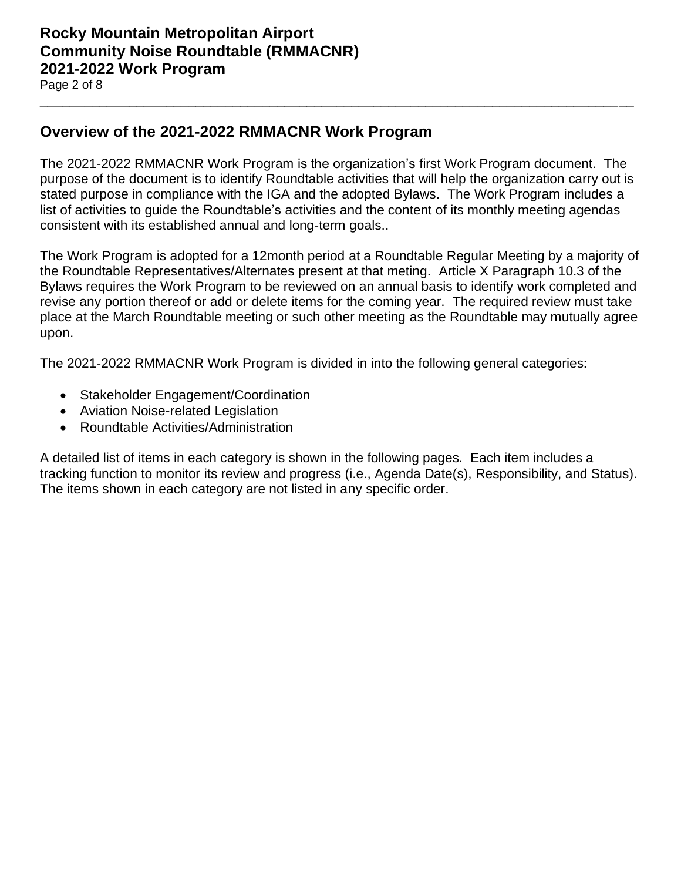## Overview of the 2021-2022 RMMACNR Work Program

The 2021-2022 RMMACNR Work Program is the organization's first Work Program document. The purpose of the document is to identify Roundtable activities that will help the organization carry out is stated purpose in compliance with the IGA and the adopted Bylaws. The Work Program includes a list of activities to guide the Roundtable's activities and the content of its monthly meeting agendas consistent with its established annual and long-term goals..

The Work Program is adopted for a 12month period at a Roundtable Regular Meeting by a majority of the Roundtable Representatives/Alternates present at that meting. Article X Paragraph 10.3 of the Bylaws requires the Work Program to be reviewed on an annual basis to identify work completed and revise any portion thereof or add or delete items for the coming year. The required review must take place at the March Roundtable meeting or such other meeting as the Roundtable may mutually agree upon.

The 2021-2022 RMMACNR Work Program is divided in into the following general categories:

- Stakeholder Engagement/Coordination
- Aviation Noise-related Legislation
- Roundtable Activities/Administration

A detailed list of items in each category is shown in the following pages. Each item includes a tracking function to monitor its review and progress (i.e., Agenda Date(s), Responsibility, and Status). The items shown in each category are not listed in any specific order.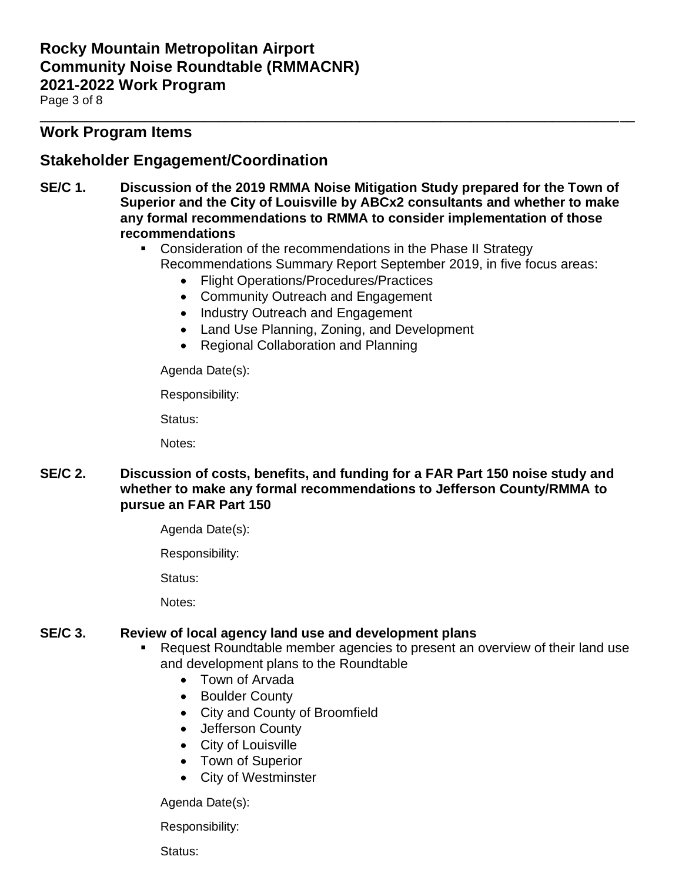## Work Program Items

## Stakeholder Engagement/Coordination

**SE/C 1. Discussion of the 2019 RMMA Noise Mitigation Study prepared for the Town of Superior and the City of Louisville by ABCx2 consultants and whether to make any formal recommendations to RMMA to consider implementation of those recommendations**

- Consideration of the recommendations in the Phase II Strategy Recommendations Summary Report September 2019, in five focus areas:
  - Flight Operations/Procedures/Practices
  - Community Outreach and Engagement
  - Industry Outreach and Engagement
  - Land Use Planning, Zoning, and Development
  - Regional Collaboration and Planning

Agenda Date(s):

Responsibility:

Status:

Notes:

**SE/C 2. Discussion of costs, benefits, and funding for a FAR Part 150 noise study and whether to make any formal recommendations to Jefferson County/RMMA to pursue an FAR Part 150**

Agenda Date(s):

Responsibility:

Status:

Notes:

**SE/C 3. Review of local agency land use and development plans**

- Request Roundtable member agencies to present an overview of their land use and development plans to the Roundtable
  - Town of Arvada
  - Boulder County
  - City and County of Broomfield
  - Jefferson County
  - City of Louisville
  - Town of Superior
  - City of Westminster

Agenda Date(s):

Responsibility:

Status: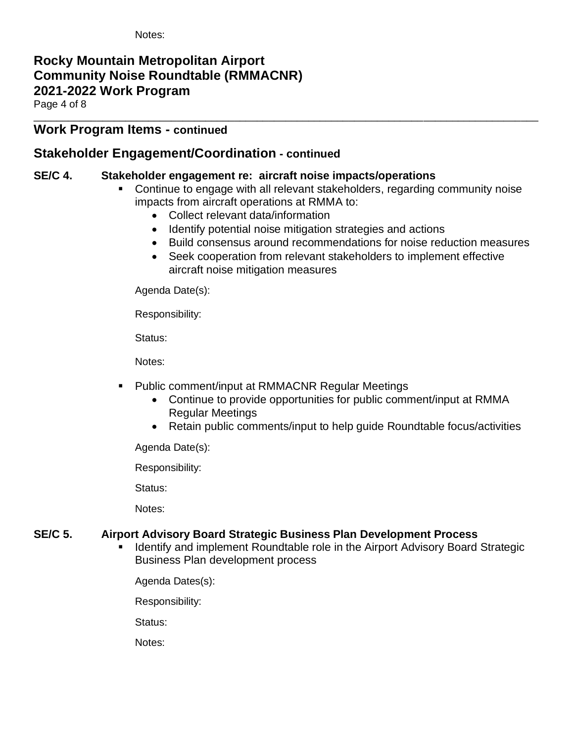Notes:

## Work Program Items - continued

## Stakeholder Engagement/Coordination - continued

### SE/C 4. Stakeholder engagement re: aircraft noise impacts/operations

- Continue to engage with all relevant stakeholders, regarding community noise impacts from aircraft operations at RMMA to:
  - Collect relevant data/information
  - Identify potential noise mitigation strategies and actions
  - Build consensus around recommendations for noise reduction measures
  - Seek cooperation from relevant stakeholders to implement effective aircraft noise mitigation measures

  Agenda Date(s):

  Responsibility:

  Status:

  Notes:

- Public comment/input at RMMACNR Regular Meetings
  - Continue to provide opportunities for public comment/input at RMMA Regular Meetings
  - Retain public comments/input to help guide Roundtable focus/activities

  Agenda Date(s):

  Responsibility:

  Status:

  Notes:

### SE/C 5. Airport Advisory Board Strategic Business Plan Development Process

- Identify and implement Roundtable role in the Airport Advisory Board Strategic Business Plan development process

  Agenda Dates(s):

  Responsibility:

  Status:

  Notes: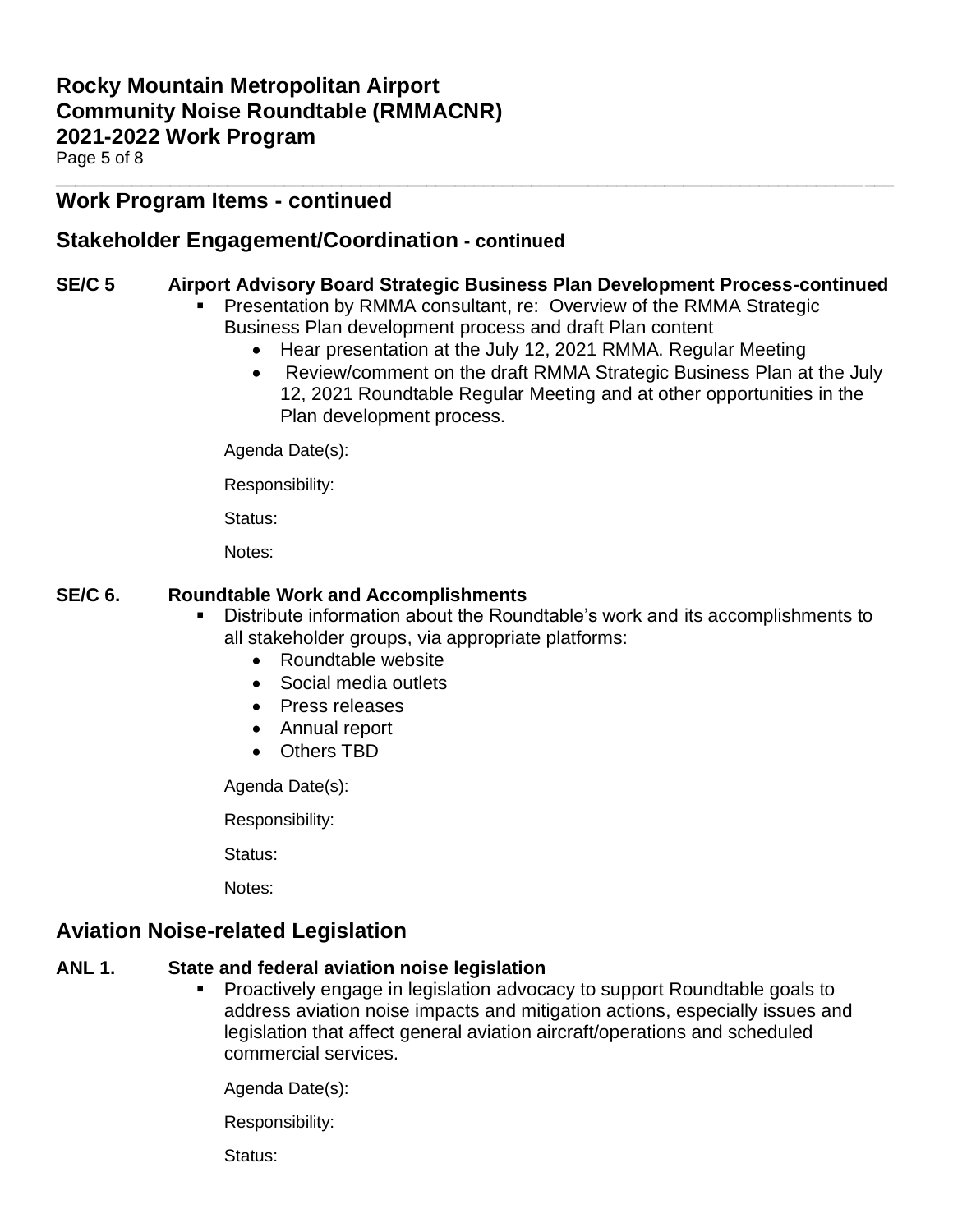## Work Program Items - continued

### Stakeholder Engagement/Coordination - continued

**SE/C 5 Airport Advisory Board Strategic Business Plan Development Process-continued**

- Presentation by RMMA consultant, re: Overview of the RMMA Strategic Business Plan development process and draft Plan content
  - Hear presentation at the July 12, 2021 RMMA. Regular Meeting
  - Review/comment on the draft RMMA Strategic Business Plan at the July 12, 2021 Roundtable Regular Meeting and at other opportunities in the Plan development process.

Agenda Date(s):

Responsibility:

Status:

Notes:

**SE/C 6. Roundtable Work and Accomplishments**

- Distribute information about the Roundtable's work and its accomplishments to all stakeholder groups, via appropriate platforms:
  - Roundtable website
  - Social media outlets
  - Press releases
  - Annual report
  - Others TBD

Agenda Date(s):

Responsibility:

Status:

Notes:

### Aviation Noise-related Legislation

**ANL 1. State and federal aviation noise legislation**

- Proactively engage in legislation advocacy to support Roundtable goals to address aviation noise impacts and mitigation actions, especially issues and legislation that affect general aviation aircraft/operations and scheduled commercial services.

Agenda Date(s):

Responsibility:

Status: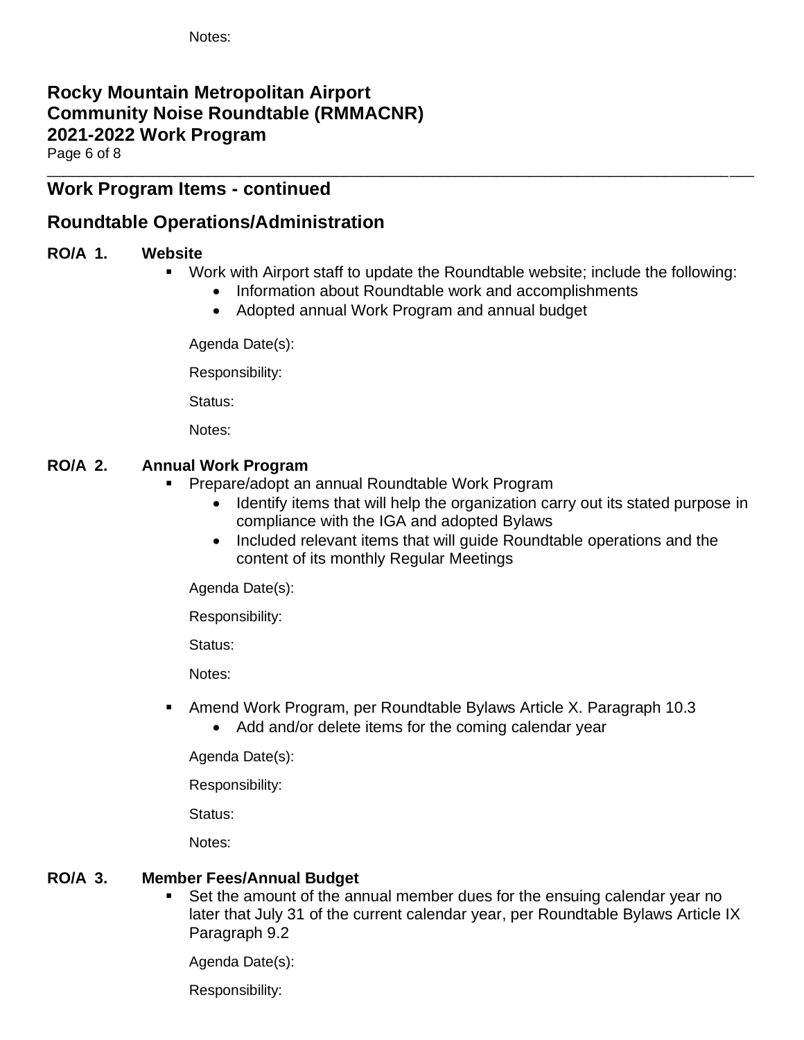Notes:

## Work Program Items - continued

## Roundtable Operations/Administration

**RO/A 1. Website**

- Work with Airport staff to update the Roundtable website; include the following:
  - Information about Roundtable work and accomplishments
  - Adopted annual Work Program and annual budget

Agenda Date(s):

Responsibility:

Status:

Notes:

**RO/A 2. Annual Work Program**

- Prepare/adopt an annual Roundtable Work Program
  - Identify items that will help the organization carry out its stated purpose in compliance with the IGA and adopted Bylaws
  - Included relevant items that will guide Roundtable operations and the content of its monthly Regular Meetings

Agenda Date(s):

Responsibility:

Status:

Notes:

- Amend Work Program, per Roundtable Bylaws Article X. Paragraph 10.3
  - Add and/or delete items for the coming calendar year

Agenda Date(s):

Responsibility:

Status:

Notes:

**RO/A 3. Member Fees/Annual Budget**

- Set the amount of the annual member dues for the ensuing calendar year no later that July 31 of the current calendar year, per Roundtable Bylaws Article IX Paragraph 9.2

Agenda Date(s):

Responsibility: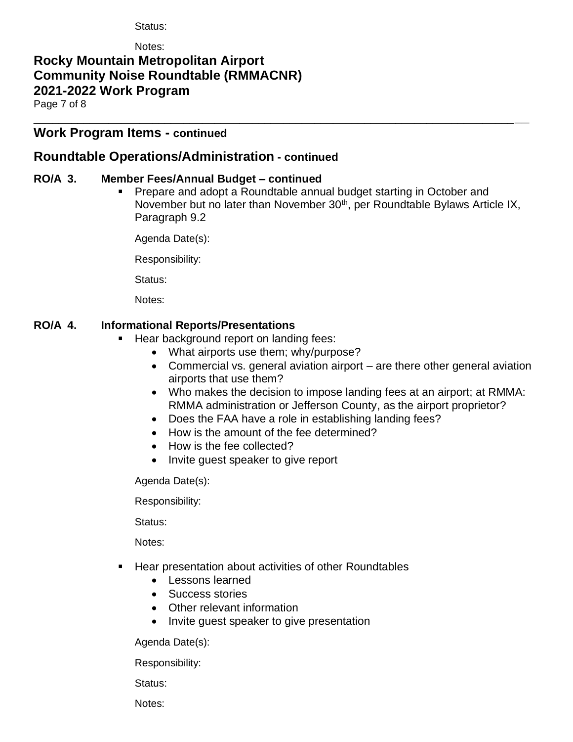Status:

Notes:

## Work Program Items - continued

## Roundtable Operations/Administration - continued

**RO/A 3. Member Fees/Annual Budget – continued**

- Prepare and adopt a Roundtable annual budget starting in October and November but no later than November 30th, per Roundtable Bylaws Article IX, Paragraph 9.2

  Agenda Date(s):

  Responsibility:

  Status:

  Notes:

**RO/A 4. Informational Reports/Presentations**

- Hear background report on landing fees:
  - What airports use them; why/purpose?
  - Commercial vs. general aviation airport – are there other general aviation airports that use them?
  - Who makes the decision to impose landing fees at an airport; at RMMA: RMMA administration or Jefferson County, as the airport proprietor?
  - Does the FAA have a role in establishing landing fees?
  - How is the amount of the fee determined?
  - How is the fee collected?
  - Invite guest speaker to give report

  Agenda Date(s):

  Responsibility:

  Status:

  Notes:

- Hear presentation about activities of other Roundtables
  - Lessons learned
  - Success stories
  - Other relevant information
  - Invite guest speaker to give presentation

  Agenda Date(s):

  Responsibility:

  Status:

  Notes: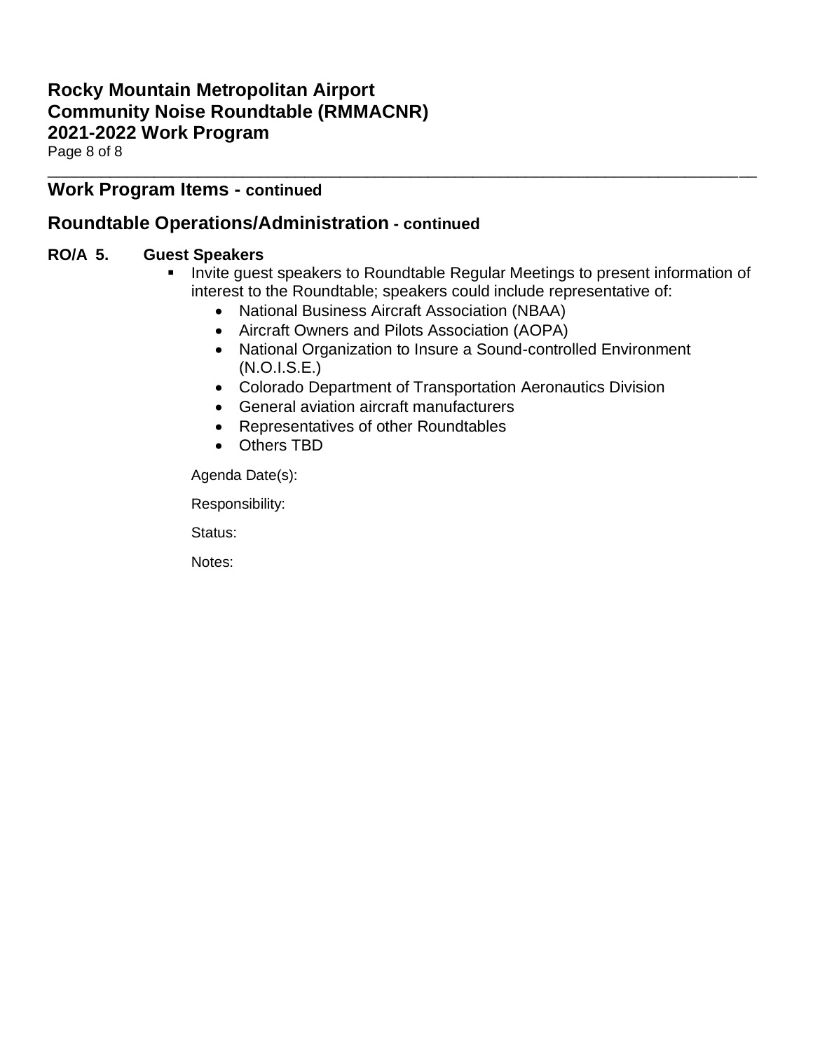## Work Program Items - continued

## Roundtable Operations/Administration - continued

**RO/A 5. Guest Speakers**

- Invite guest speakers to Roundtable Regular Meetings to present information of interest to the Roundtable; speakers could include representative of:
  - National Business Aircraft Association (NBAA)
  - Aircraft Owners and Pilots Association (AOPA)
  - National Organization to Insure a Sound-controlled Environment (N.O.I.S.E.)
  - Colorado Department of Transportation Aeronautics Division
  - General aviation aircraft manufacturers
  - Representatives of other Roundtables
  - Others TBD

Agenda Date(s):

Responsibility:

Status:

Notes: